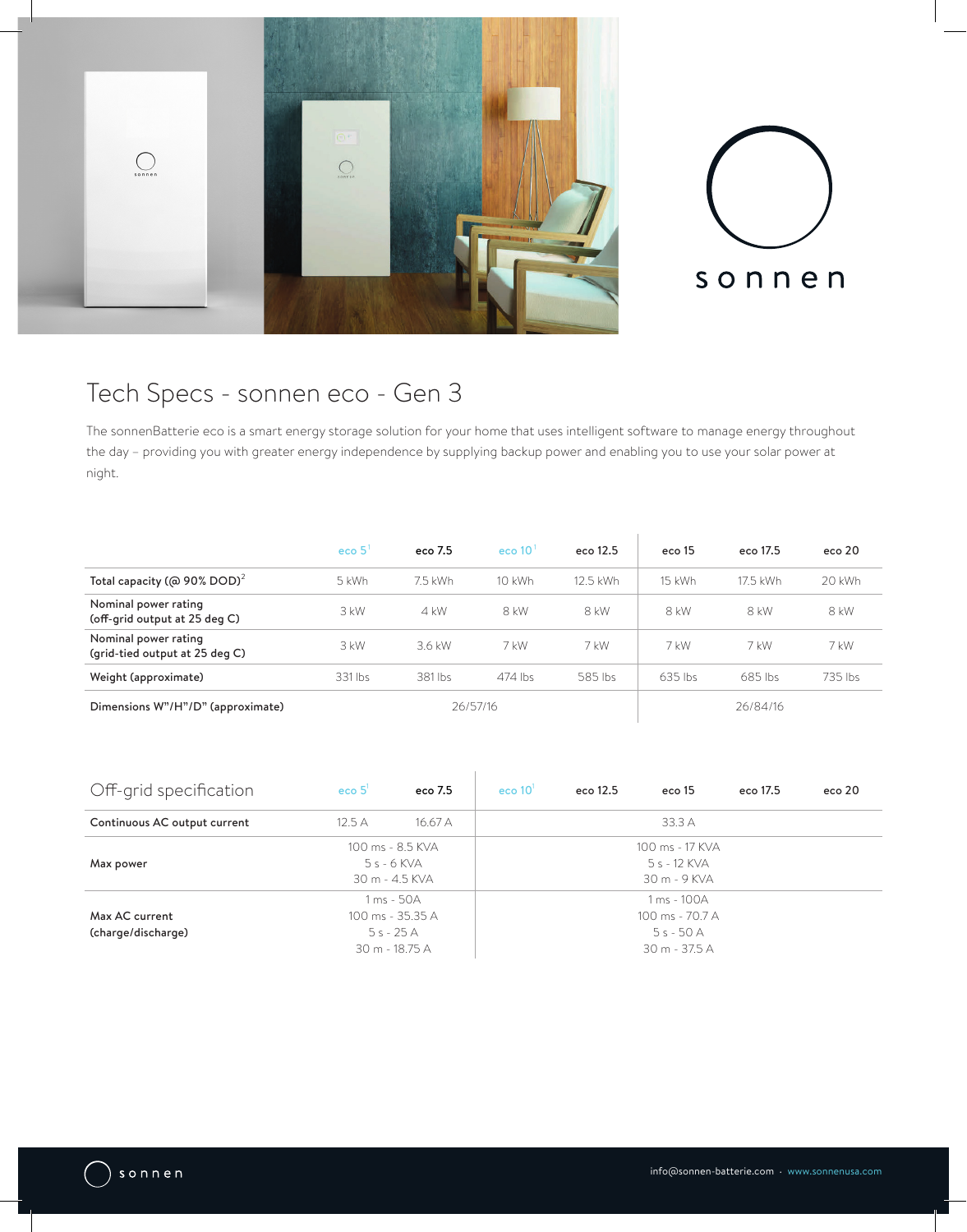# Tech Specs - sonnen eco - Gen 3

The sonnenBatterie eco is a smart energy storage solution for your home that uses intelligent software to manage energy throughout the day – providing you with greater energy independence by supplying backup power and enabling you to use your solar power at night.

| | eco 5[1] | eco 7.5 | eco 10[1] | eco 12.5 | eco 15 | eco 17.5 | eco 20 |
|---|---|---|---|---|---|---|---|
| **Total capacity (@ 90% DOD)[2]** | 5 kWh | 7.5 kWh | 10 kWh | 12.5 kWh | 15 kWh | 17.5 kWh | 20 kWh |
| **Nominal power rating (off-grid output at 25 deg C)** | 3 kW | 4 kW | 8 kW | 8 kW | 8 kW | 8 kW | 8 kW |
| **Nominal power rating (grid-tied output at 25 deg C)** | 3 kW | 3.6 kW | 7 kW | 7 kW | 7 kW | 7 kW | 7 kW |
| **Weight (approximate)** | 331 lbs | 381 lbs | 474 lbs | 585 lbs | 635 lbs | 685 lbs | 735 lbs |
| **Dimensions W"/H"/D" (approximate)** | 26/57/16 | | | | 26/84/16 | | |

| Off-grid specification | eco 5[1] | eco 7.5 | eco 10[1] | eco 12.5 | eco 15 | eco 17.5 | eco 20 |
|---|---|---|---|---|---|---|---|
| **Continuous AC output current** | 12.5 A | 16.67 A | 33.3 A | | | | |
| **Max power** | 100 ms - 8.5 KVA<br>5 s - 6 KVA<br>30 m - 4.5 KVA | | 100 ms - 17 KVA<br>5 s - 12 KVA<br>30 m - 9 KVA | | | | |
| **Max AC current (charge/discharge)** | 1 ms - 50A<br>100 ms - 35.35 A<br>5 s - 25 A<br>30 m - 18.75 A | | 1 ms - 100A<br>100 ms - 70.7 A<br>5 s - 50 A<br>30 m - 37.5 A | | | | |

info@sonnen-batterie.com · www.sonnenusa.com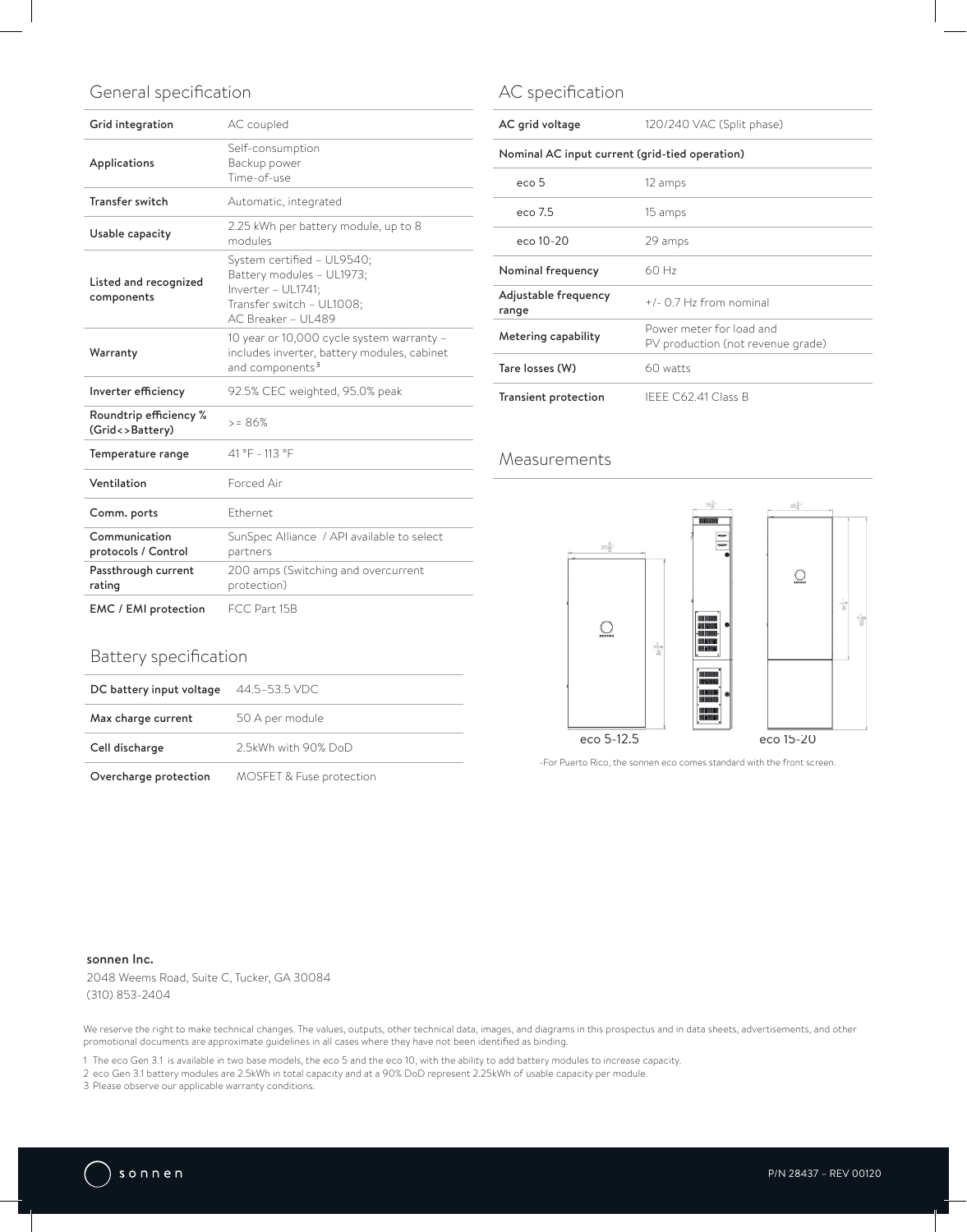## General specification

| | |
|---|---|
| Grid integration | AC coupled |
| Applications | Self-consumption<br>Backup power<br>Time-of-use |
| Transfer switch | Automatic, integrated |
| Usable capacity | 2.25 kWh per battery module, up to 8 modules |
| Listed and recognized components | System certified – UL9540;<br>Battery modules – UL1973;<br>Inverter – UL1741;<br>Transfer switch – UL1008;<br>AC Breaker – UL489 |
| Warranty | 10 year or 10,000 cycle system warranty – includes inverter, battery modules, cabinet and components[3] |
| Inverter efficiency | 92.5% CEC weighted, 95.0% peak |
| Roundtrip efficiency % (Grid<>Battery) | >= 86% |
| Temperature range | 41 °F - 113 °F |
| Ventilation | Forced Air |
| Comm. ports | Ethernet |
| Communication protocols / Control | SunSpec Alliance / API available to select partners |
| Passthrough current rating | 200 amps (Switching and overcurrent protection) |
| EMC / EMI protection | FCC Part 15B |

## Battery specification

| | |
|---|---|
| DC battery input voltage | 44.5–53.5 VDC |
| Max charge current | 50 A per module |
| Cell discharge | 2.5kWh with 90% DoD |
| Overcharge protection | MOSFET & Fuse protection |

## AC specification

| | |
|---|---|
| AC grid voltage | 120/240 VAC (Split phase) |
| Nominal AC input current (grid-tied operation) | |
| eco 5 | 12 amps |
| eco 7.5 | 15 amps |
| eco 10-20 | 29 amps |
| Nominal frequency | 60 Hz |
| Adjustable frequency range | +/- 0.7 Hz from nominal |
| Metering capability | Power meter for load and PV production (not revenue grade) |
| Tare losses (W) | 60 watts |
| Transient protection | IEEE C62.41 Class B |

## Measurements

eco 5-12.5

eco 15-20

-For Puerto Rico, the sonnen eco comes standard with the front screen.

**sonnen Inc.**

2048 Weems Road, Suite C, Tucker, GA 30084
(310) 853-2404

We reserve the right to make technical changes. The values, outputs, other technical data, images, and diagrams in this prospectus and in data sheets, advertisements, and other promotional documents are approximate guidelines in all cases where they have not been identified as binding.

1 The eco Gen 3.1 is available in two base models, the eco 5 and the eco 10, with the ability to add battery modules to increase capacity.
2 eco Gen 3.1 battery modules are 2.5kWh in total capacity and at a 90% DoD represent 2.25kWh of usable capacity per module.
3 Please observe our applicable warranty conditions.

sonnen

P/N 28437 – REV 00120